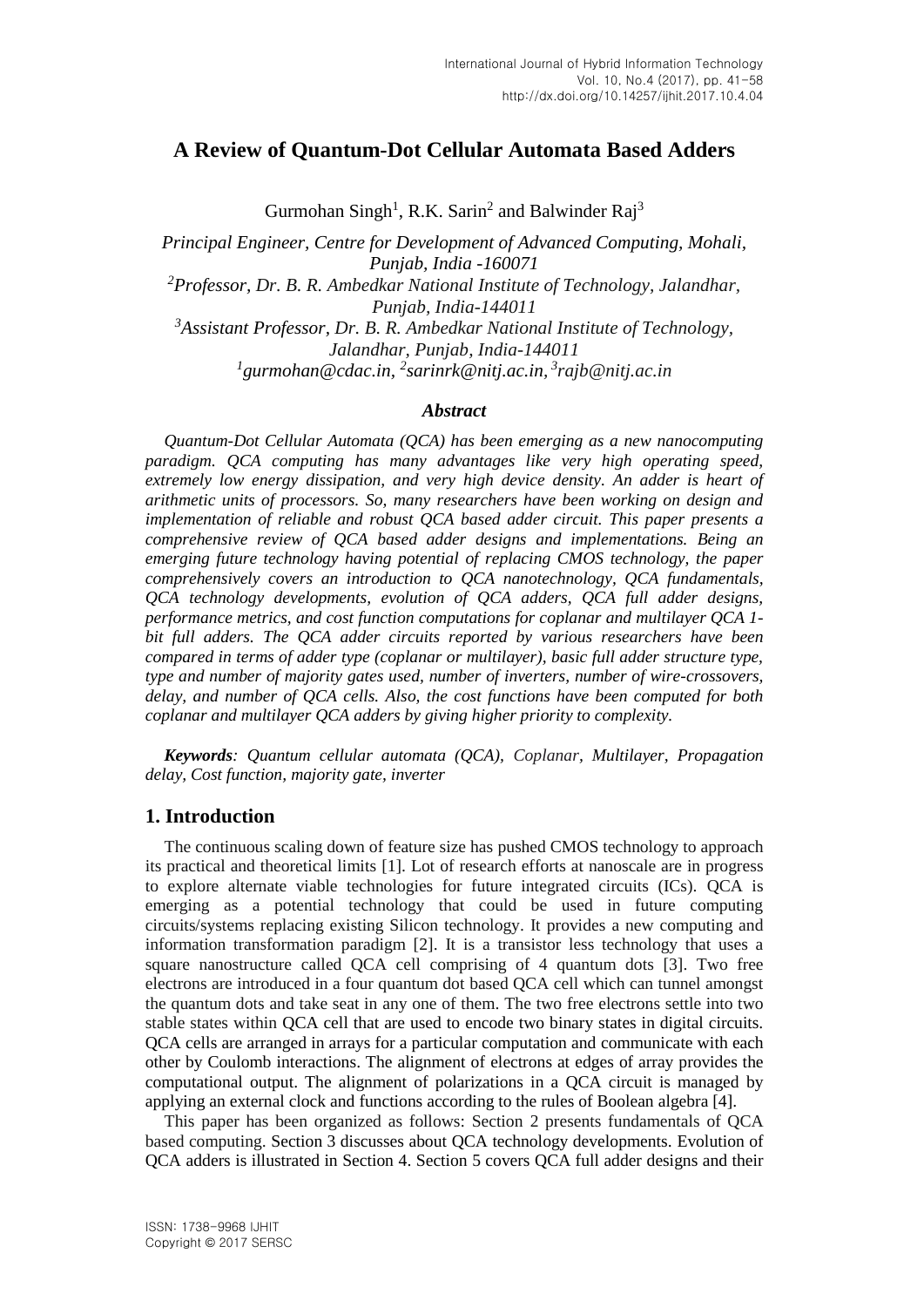# A Review of Quantum-Dot Cellular Automata Based Adders

Gurmohan Singh[1], R.K. Sarin[2] and Balwinder Raj[3]

*Principal Engineer, Centre for Development of Advanced Computing, Mohali, Punjab, India -160071*
*[2]Professor, Dr. B. R. Ambedkar National Institute of Technology, Jalandhar, Punjab, India-144011*
*[3]Assistant Professor, Dr. B. R. Ambedkar National Institute of Technology, Jalandhar, Punjab, India-144011*
*[1]gurmohan@cdac.in, [2]sarinrk@nitj.ac.in, [3]rajb@nitj.ac.in*

### *Abstract*

*Quantum-Dot Cellular Automata (QCA) has been emerging as a new nanocomputing paradigm. QCA computing has many advantages like very high operating speed, extremely low energy dissipation, and very high device density. An adder is heart of arithmetic units of processors. So, many researchers have been working on design and implementation of reliable and robust QCA based adder circuit. This paper presents a comprehensive review of QCA based adder designs and implementations. Being an emerging future technology having potential of replacing CMOS technology, the paper comprehensively covers an introduction to QCA nanotechnology, QCA fundamentals, QCA technology developments, evolution of QCA adders, QCA full adder designs, performance metrics, and cost function computations for coplanar and multilayer QCA 1-bit full adders. The QCA adder circuits reported by various researchers have been compared in terms of adder type (coplanar or multilayer), basic full adder structure type, type and number of majority gates used, number of inverters, number of wire-crossovers, delay, and number of QCA cells. Also, the cost functions have been computed for both coplanar and multilayer QCA adders by giving higher priority to complexity.*

***Keywords**: Quantum cellular automata (QCA), Coplanar, Multilayer, Propagation delay, Cost function, majority gate, inverter*

## 1. Introduction

The continuous scaling down of feature size has pushed CMOS technology to approach its practical and theoretical limits [1]. Lot of research efforts at nanoscale are in progress to explore alternate viable technologies for future integrated circuits (ICs). QCA is emerging as a potential technology that could be used in future computing circuits/systems replacing existing Silicon technology. It provides a new computing and information transformation paradigm [2]. It is a transistor less technology that uses a square nanostructure called QCA cell comprising of 4 quantum dots [3]. Two free electrons are introduced in a four quantum dot based QCA cell which can tunnel amongst the quantum dots and take seat in any one of them. The two free electrons settle into two stable states within QCA cell that are used to encode two binary states in digital circuits. QCA cells are arranged in arrays for a particular computation and communicate with each other by Coulomb interactions. The alignment of electrons at edges of array provides the computational output. The alignment of polarizations in a QCA circuit is managed by applying an external clock and functions according to the rules of Boolean algebra [4].

This paper has been organized as follows: Section 2 presents fundamentals of QCA based computing. Section 3 discusses about QCA technology developments. Evolution of QCA adders is illustrated in Section 4. Section 5 covers QCA full adder designs and their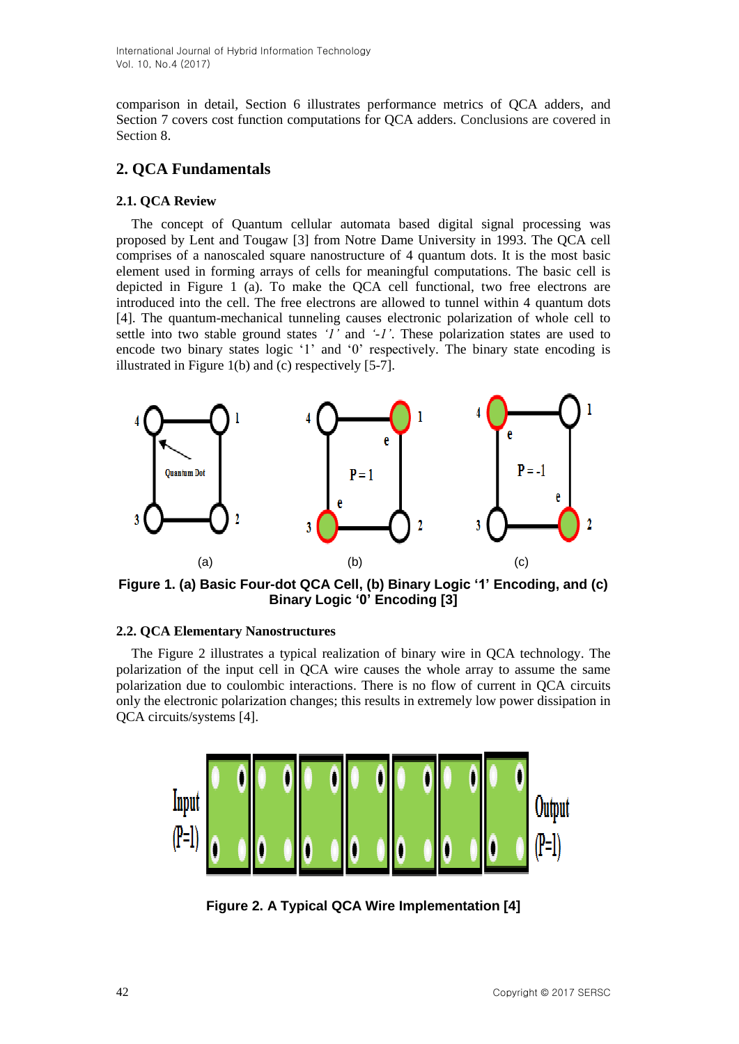comparison in detail, Section 6 illustrates performance metrics of QCA adders, and Section 7 covers cost function computations for QCA adders. Conclusions are covered in Section 8.

## 2. QCA Fundamentals

### 2.1. QCA Review

The concept of Quantum cellular automata based digital signal processing was proposed by Lent and Tougaw [3] from Notre Dame University in 1993. The QCA cell comprises of a nanoscaled square nanostructure of 4 quantum dots. It is the most basic element used in forming arrays of cells for meaningful computations. The basic cell is depicted in Figure 1 (a). To make the QCA cell functional, two free electrons are introduced into the cell. The free electrons are allowed to tunnel within 4 quantum dots [4]. The quantum-mechanical tunneling causes electronic polarization of whole cell to settle into two stable ground states *'1'* and *'-1'*. These polarization states are used to encode two binary states logic '1' and '0' respectively. The binary state encoding is illustrated in Figure 1(b) and (c) respectively [5-7].

**Figure 1. (a) Basic Four-dot QCA Cell, (b) Binary Logic '1' Encoding, and (c) Binary Logic '0' Encoding [3]**

### 2.2. QCA Elementary Nanostructures

The Figure 2 illustrates a typical realization of binary wire in QCA technology. The polarization of the input cell in QCA wire causes the whole array to assume the same polarization due to coulombic interactions. There is no flow of current in QCA circuits only the electronic polarization changes; this results in extremely low power dissipation in QCA circuits/systems [4].

**Figure 2. A Typical QCA Wire Implementation [4]**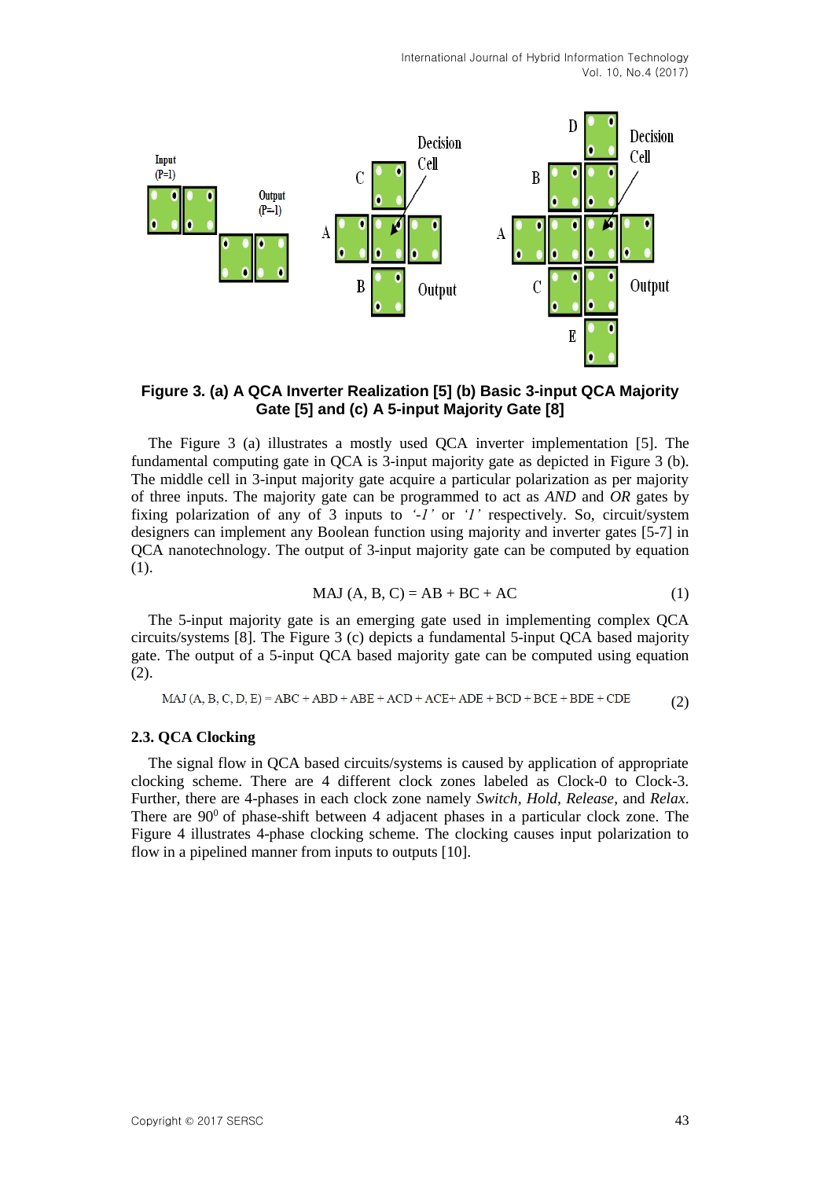**Figure 3. (a) A QCA Inverter Realization [5] (b) Basic 3-input QCA Majority Gate [5] and (c) A 5-input Majority Gate [8]**

The Figure 3 (a) illustrates a mostly used QCA inverter implementation [5]. The fundamental computing gate in QCA is 3-input majority gate as depicted in Figure 3 (b). The middle cell in 3-input majority gate acquire a particular polarization as per majority of three inputs. The majority gate can be programmed to act as *AND* and *OR* gates by fixing polarization of any of 3 inputs to *'-1'* or *'1'* respectively. So, circuit/system designers can implement any Boolean function using majority and inverter gates [5-7] in QCA nanotechnology. The output of 3-input majority gate can be computed by equation (1).

$$MAJ\ (A, B, C) = AB + BC + AC \tag{1}$$

The 5-input majority gate is an emerging gate used in implementing complex QCA circuits/systems [8]. The Figure 3 (c) depicts a fundamental 5-input QCA based majority gate. The output of a 5-input QCA based majority gate can be computed using equation (2).

$$MAJ\ (A, B, C, D, E) = ABC + ABD + ABE + ACD + ACE + ADE + BCD + BCE + BDE + CDE \tag{2}$$

### 2.3. QCA Clocking

The signal flow in QCA based circuits/systems is caused by application of appropriate clocking scheme. There are 4 different clock zones labeled as Clock-0 to Clock-3. Further, there are 4-phases in each clock zone namely *Switch*, *Hold*, *Release*, and *Relax*. There are $90^0$ of phase-shift between 4 adjacent phases in a particular clock zone. The Figure 4 illustrates 4-phase clocking scheme. The clocking causes input polarization to flow in a pipelined manner from inputs to outputs [10].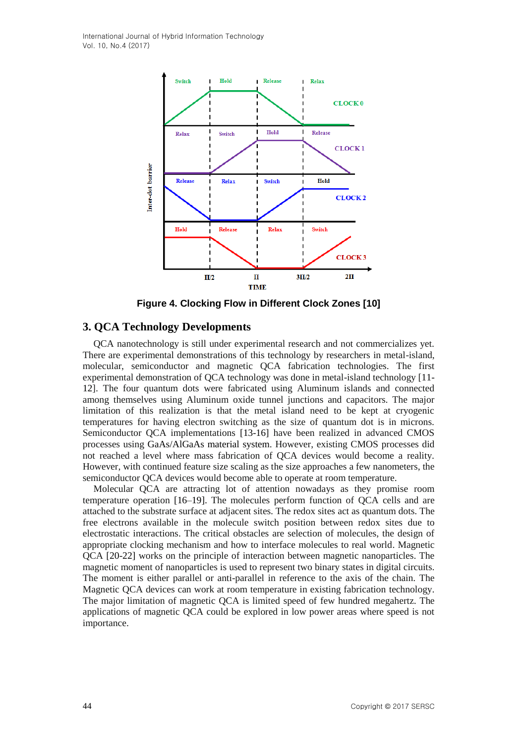Figure 4. Clocking Flow in Different Clock Zones [10]

## 3. QCA Technology Developments

QCA nanotechnology is still under experimental research and not commercializes yet. There are experimental demonstrations of this technology by researchers in metal-island, molecular, semiconductor and magnetic QCA fabrication technologies. The first experimental demonstration of QCA technology was done in metal-island technology [11-12]. The four quantum dots were fabricated using Aluminum islands and connected among themselves using Aluminum oxide tunnel junctions and capacitors. The major limitation of this realization is that the metal island need to be kept at cryogenic temperatures for having electron switching as the size of quantum dot is in microns. Semiconductor QCA implementations [13-16] have been realized in advanced CMOS processes using GaAs/AlGaAs material system. However, existing CMOS processes did not reached a level where mass fabrication of QCA devices would become a reality. However, with continued feature size scaling as the size approaches a few nanometers, the semiconductor QCA devices would become able to operate at room temperature.

Molecular QCA are attracting lot of attention nowadays as they promise room temperature operation [16–19]. The molecules perform function of QCA cells and are attached to the substrate surface at adjacent sites. The redox sites act as quantum dots. The free electrons available in the molecule switch position between redox sites due to electrostatic interactions. The critical obstacles are selection of molecules, the design of appropriate clocking mechanism and how to interface molecules to real world. Magnetic QCA [20-22] works on the principle of interaction between magnetic nanoparticles. The magnetic moment of nanoparticles is used to represent two binary states in digital circuits. The moment is either parallel or anti-parallel in reference to the axis of the chain. The Magnetic QCA devices can work at room temperature in existing fabrication technology. The major limitation of magnetic QCA is limited speed of few hundred megahertz. The applications of magnetic QCA could be explored in low power areas where speed is not importance.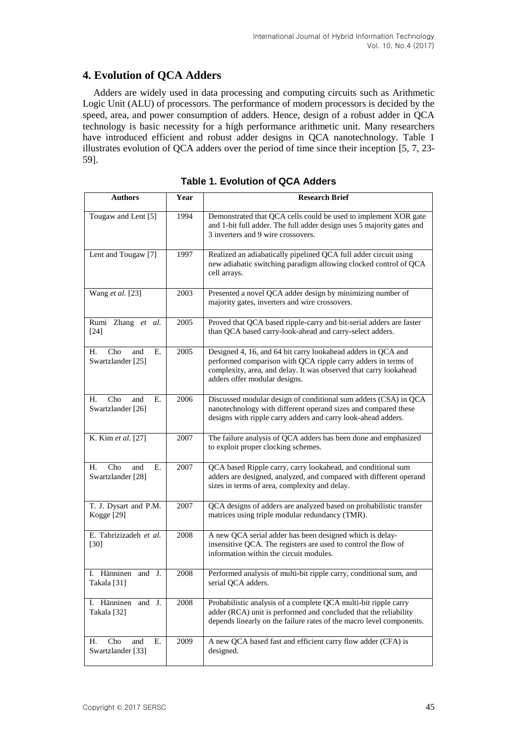## 4. Evolution of QCA Adders

Adders are widely used in data processing and computing circuits such as Arithmetic Logic Unit (ALU) of processors. The performance of modern processors is decided by the speed, area, and power consumption of adders. Hence, design of a robust adder in QCA technology is basic necessity for a high performance arithmetic unit. Many researchers have introduced efficient and robust adder designs in QCA nanotechnology. Table 1 illustrates evolution of QCA adders over the period of time since their inception [5, 7, 23-59].

**Table 1. Evolution of QCA Adders**

| Authors | Year | Research Brief |
|---|---|---|
| Tougaw and Lent [5] | 1994 | Demonstrated that QCA cells could be used to implement XOR gate and 1-bit full adder. The full adder design uses 5 majority gates and 3 inverters and 9 wire crossovers. |
| Lent and Tougaw [7] | 1997 | Realized an adiabatically pipelined QCA full adder circuit using new adiabatic switching paradigm allowing clocked control of QCA cell arrays. |
| Wang *et al.* [23] | 2003 | Presented a novel QCA adder design by minimizing number of majority gates, inverters and wire crossovers. |
| Rumi Zhang *et al.* [24] | 2005 | Proved that QCA based ripple-carry and bit-serial adders are faster than QCA based carry-look-ahead and carry-select adders. |
| H. Cho and E. Swartzlander [25] | 2005 | Designed 4, 16, and 64 bit carry lookahead adders in QCA and performed comparison with QCA ripple carry adders in terms of complexity, area, and delay. It was observed that carry lookahead adders offer modular designs. |
| H. Cho and E. Swartzlander [26] | 2006 | Discussed modular design of conditional sum adders (CSA) in QCA nanotechnology with different operand sizes and compared these designs with ripple carry adders and carry look-ahead adders. |
| K. Kim *et al.* [27] | 2007 | The failure analysis of QCA adders has been done and emphasized to exploit proper clocking schemes. |
| H. Cho and E. Swartzlander [28] | 2007 | QCA based Ripple carry, carry lookahead, and conditional sum adders are designed, analyzed, and compared with different operand sizes in terms of area, complexity and delay. |
| T. J. Dysart and P.M. Kogge [29] | 2007 | QCA designs of adders are analyzed based on probabilistic transfer matrices using triple modular redundancy (TMR). |
| E. Tabrizizadeh *et al.* [30] | 2008 | A new QCA serial adder has been designed which is delay-insensitive QCA. The registers are used to control the flow of information within the circuit modules. |
| I. Hänninen and J. Takala [31] | 2008 | Performed analysis of multi-bit ripple carry, conditional sum, and serial QCA adders. |
| I. Hänninen and J. Takala [32] | 2008 | Probabilistic analysis of a complete QCA multi-bit ripple carry adder (RCA) unit is performed and concluded that the reliability depends linearly on the failure rates of the macro level components. |
| H. Cho and E. Swartzlander [33] | 2009 | A new QCA based fast and efficient carry flow adder (CFA) is designed. |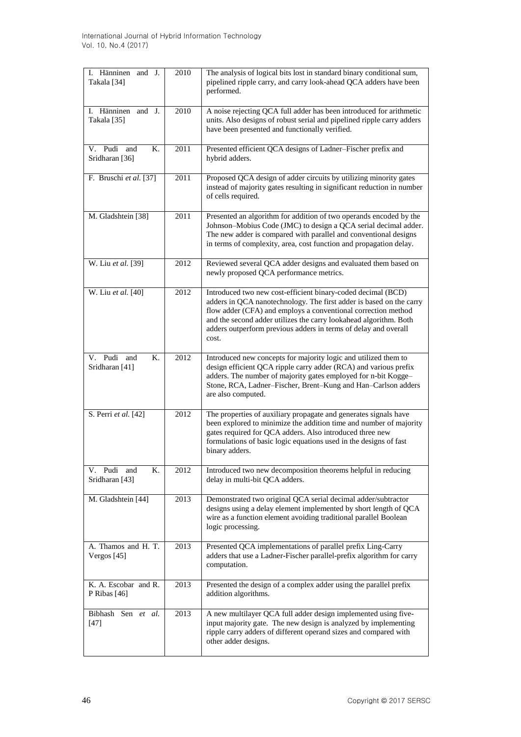| | | |
|---|---|---|
| I. Hänninen and J. Takala [34] | 2010 | The analysis of logical bits lost in standard binary conditional sum, pipelined ripple carry, and carry look-ahead QCA adders have been performed. |
| I. Hänninen and J. Takala [35] | 2010 | A noise rejecting QCA full adder has been introduced for arithmetic units. Also designs of robust serial and pipelined ripple carry adders have been presented and functionally verified. |
| V. Pudi and K. Sridharan [36] | 2011 | Presented efficient QCA designs of Ladner–Fischer prefix and hybrid adders. |
| F. Bruschi *et al.* [37] | 2011 | Proposed QCA design of adder circuits by utilizing minority gates instead of majority gates resulting in significant reduction in number of cells required. |
| M. Gladshtein [38] | 2011 | Presented an algorithm for addition of two operands encoded by the Johnson–Mobius Code (JMC) to design a QCA serial decimal adder. The new adder is compared with parallel and conventional designs in terms of complexity, area, cost function and propagation delay. |
| W. Liu *et al.* [39] | 2012 | Reviewed several QCA adder designs and evaluated them based on newly proposed QCA performance metrics. |
| W. Liu *et al.* [40] | 2012 | Introduced two new cost-efficient binary-coded decimal (BCD) adders in QCA nanotechnology. The first adder is based on the carry flow adder (CFA) and employs a conventional correction method and the second adder utilizes the carry lookahead algorithm. Both adders outperform previous adders in terms of delay and overall cost. |
| V. Pudi and K. Sridharan [41] | 2012 | Introduced new concepts for majority logic and utilized them to design efficient QCA ripple carry adder (RCA) and various prefix adders. The number of majority gates employed for n-bit Kogge–Stone, RCA, Ladner–Fischer, Brent–Kung and Han–Carlson adders are also computed. |
| S. Perri *et al.* [42] | 2012 | The properties of auxiliary propagate and generates signals have been explored to minimize the addition time and number of majority gates required for QCA adders. Also introduced three new formulations of basic logic equations used in the designs of fast binary adders. |
| V. Pudi and K. Sridharan [43] | 2012 | Introduced two new decomposition theorems helpful in reducing delay in multi-bit QCA adders. |
| M. Gladshtein [44] | 2013 | Demonstrated two original QCA serial decimal adder/subtractor designs using a delay element implemented by short length of QCA wire as a function element avoiding traditional parallel Boolean logic processing. |
| A. Thamos and H. T. Vergos [45] | 2013 | Presented QCA implementations of parallel prefix Ling-Carry adders that use a Ladner-Fischer parallel-prefix algorithm for carry computation. |
| K. A. Escobar and R. P Ribas [46] | 2013 | Presented the design of a complex adder using the parallel prefix addition algorithms. |
| Bibhash Sen *et al.* [47] | 2013 | A new multilayer QCA full adder design implemented using five-input majority gate. The new design is analyzed by implementing ripple carry adders of different operand sizes and compared with other adder designs. |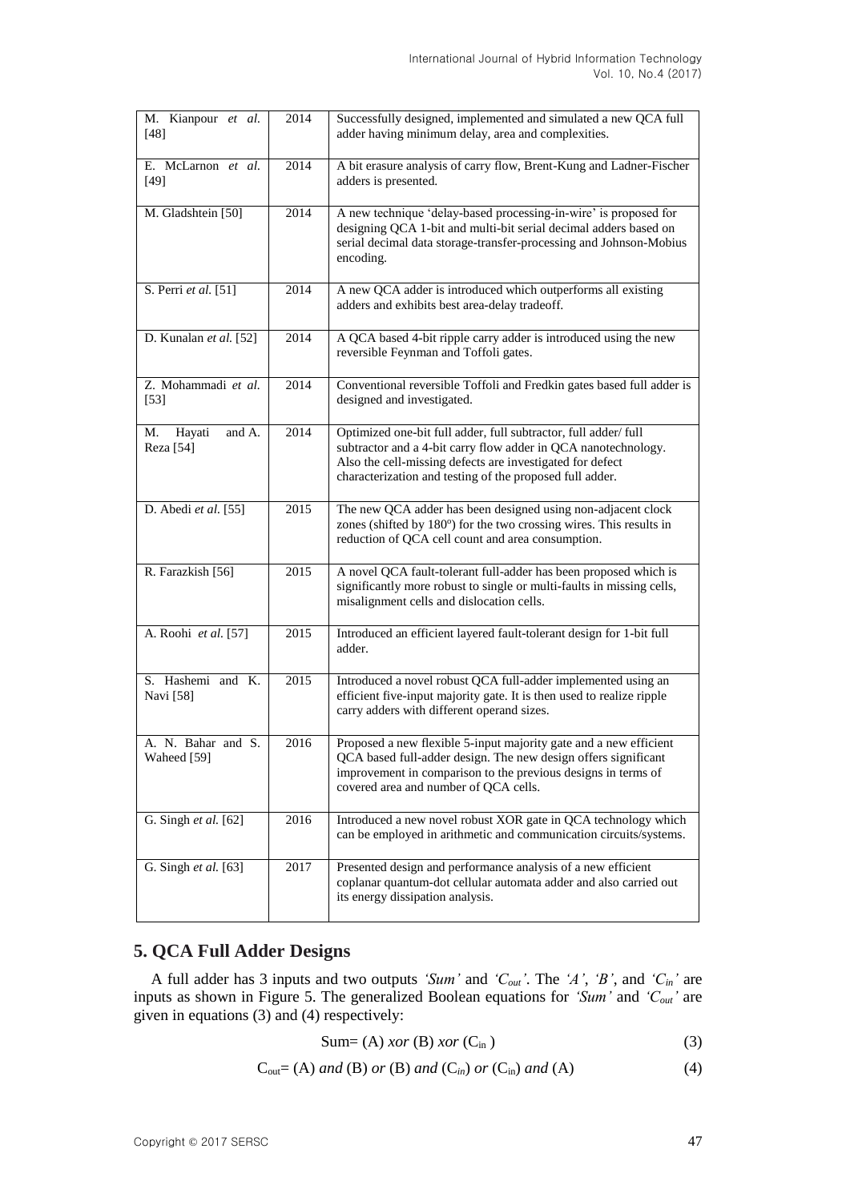| M. Kianpour *et al.* [48] | 2014 | Successfully designed, implemented and simulated a new QCA full adder having minimum delay, area and complexities. |
|---|---|---|
| E. McLarnon *et al.* [49] | 2014 | A bit erasure analysis of carry flow, Brent-Kung and Ladner-Fischer adders is presented. |
| M. Gladshtein [50] | 2014 | A new technique 'delay-based processing-in-wire' is proposed for designing QCA 1-bit and multi-bit serial decimal adders based on serial decimal data storage-transfer-processing and Johnson-Mobius encoding. |
| S. Perri *et al.* [51] | 2014 | A new QCA adder is introduced which outperforms all existing adders and exhibits best area-delay tradeoff. |
| D. Kunalan *et al.* [52] | 2014 | A QCA based 4-bit ripple carry adder is introduced using the new reversible Feynman and Toffoli gates. |
| Z. Mohammadi *et al.* [53] | 2014 | Conventional reversible Toffoli and Fredkin gates based full adder is designed and investigated. |
| M. Hayati and A. Reza [54] | 2014 | Optimized one-bit full adder, full subtractor, full adder/ full subtractor and a 4-bit carry flow adder in QCA nanotechnology. Also the cell-missing defects are investigated for defect characterization and testing of the proposed full adder. |
| D. Abedi *et al.* [55] | 2015 | The new QCA adder has been designed using non-adjacent clock zones (shifted by 180º) for the two crossing wires. This results in reduction of QCA cell count and area consumption. |
| R. Farazkish [56] | 2015 | A novel QCA fault-tolerant full-adder has been proposed which is significantly more robust to single or multi-faults in missing cells, misalignment cells and dislocation cells. |
| A. Roohi *et al.* [57] | 2015 | Introduced an efficient layered fault-tolerant design for 1-bit full adder. |
| S. Hashemi and K. Navi [58] | 2015 | Introduced a novel robust QCA full-adder implemented using an efficient five-input majority gate. It is then used to realize ripple carry adders with different operand sizes. |
| A. N. Bahar and S. Waheed [59] | 2016 | Proposed a new flexible 5-input majority gate and a new efficient QCA based full-adder design. The new design offers significant improvement in comparison to the previous designs in terms of covered area and number of QCA cells. |
| G. Singh *et al.* [62] | 2016 | Introduced a new novel robust XOR gate in QCA technology which can be employed in arithmetic and communication circuits/systems. |
| G. Singh *et al.* [63] | 2017 | Presented design and performance analysis of a new efficient coplanar quantum-dot cellular automata adder and also carried out its energy dissipation analysis. |

## 5. QCA Full Adder Designs

A full adder has 3 inputs and two outputs *'Sum'* and *'$C_{out}$'*. The *'A'*, *'B'*, and *'$C_{in}$'* are inputs as shown in Figure 5. The generalized Boolean equations for *'Sum'* and *'$C_{out}$'* are given in equations (3) and (4) respectively:

$$\text{Sum} = (A)\ \mathit{xor}\ (B)\ \mathit{xor}\ (C_{in}) \tag{3}$$

$$C_{out} = (A)\ \mathit{and}\ (B)\ \mathit{or}\ (B)\ \mathit{and}\ (C_{in})\ \mathit{or}\ (C_{in})\ \mathit{and}\ (A) \tag{4}$$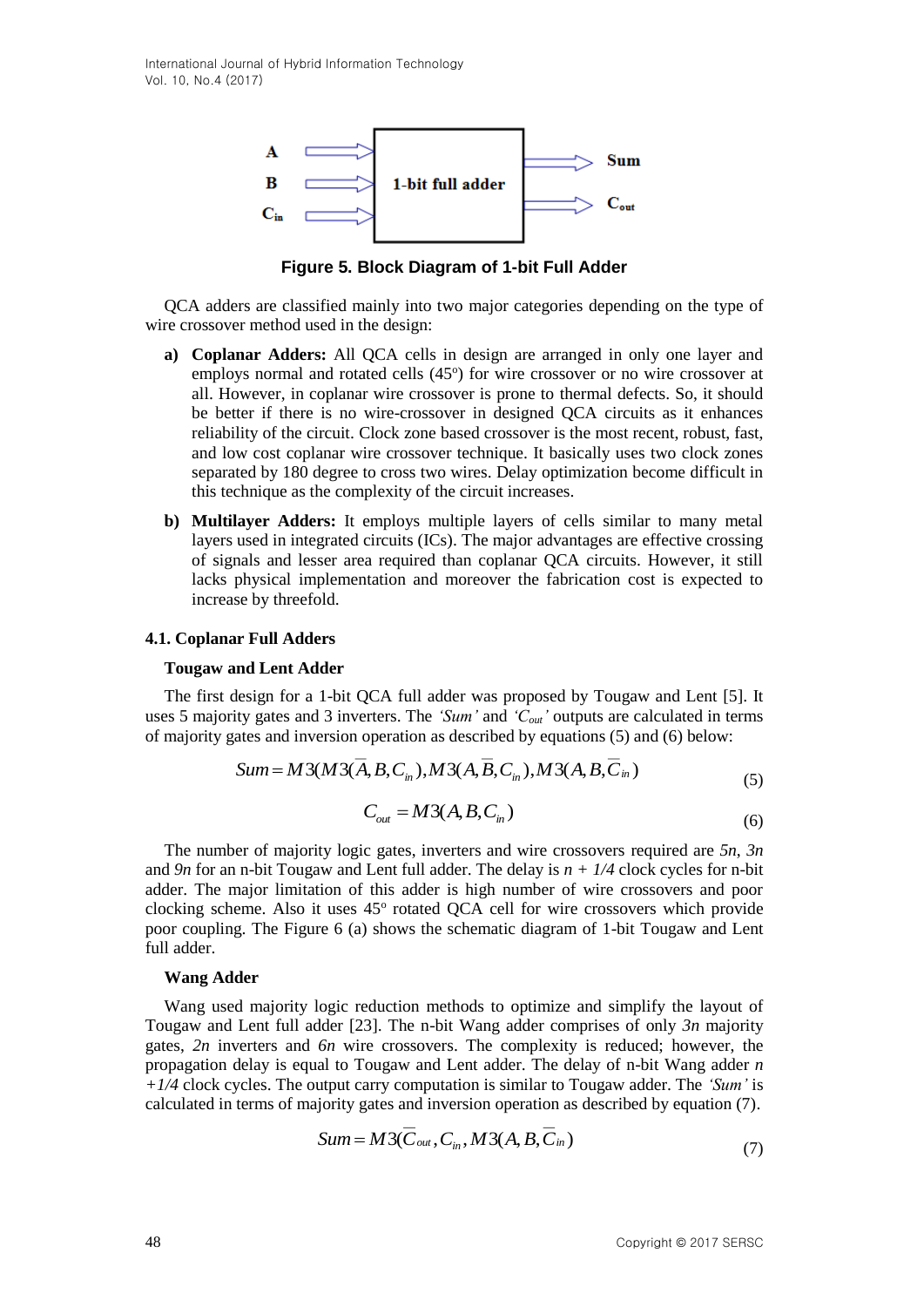Figure 5. Block Diagram of 1-bit Full Adder

QCA adders are classified mainly into two major categories depending on the type of wire crossover method used in the design:

a) **Coplanar Adders:** All QCA cells in design are arranged in only one layer and employs normal and rotated cells (45$^o$) for wire crossover or no wire crossover at all. However, in coplanar wire crossover is prone to thermal defects. So, it should be better if there is no wire-crossover in designed QCA circuits as it enhances reliability of the circuit. Clock zone based crossover is the most recent, robust, fast, and low cost coplanar wire crossover technique. It basically uses two clock zones separated by 180 degree to cross two wires. Delay optimization become difficult in this technique as the complexity of the circuit increases.

b) **Multilayer Adders:** It employs multiple layers of cells similar to many metal layers used in integrated circuits (ICs). The major advantages are effective crossing of signals and lesser area required than coplanar QCA circuits. However, it still lacks physical implementation and moreover the fabrication cost is expected to increase by threefold.

### 4.1. Coplanar Full Adders

#### Tougaw and Lent Adder

The first design for a 1-bit QCA full adder was proposed by Tougaw and Lent [5]. It uses 5 majority gates and 3 inverters. The *'Sum'* and *'$C_{out}$'* outputs are calculated in terms of majority gates and inversion operation as described by equations (5) and (6) below:

$$Sum = M3(M3(\overline{A}, B, C_{in}), M3(A, \overline{B}, C_{in}), M3(A, B, \overline{C}_{in}) \qquad (5)$$

$$C_{out} = M3(A, B, C_{in}) \qquad (6)$$

The number of majority logic gates, inverters and wire crossovers required are *5n*, *3n* and *9n* for an n-bit Tougaw and Lent full adder. The delay is *n + 1/4* clock cycles for n-bit adder. The major limitation of this adder is high number of wire crossovers and poor clocking scheme. Also it uses 45$^o$ rotated QCA cell for wire crossovers which provide poor coupling. The Figure 6 (a) shows the schematic diagram of 1-bit Tougaw and Lent full adder.

#### Wang Adder

Wang used majority logic reduction methods to optimize and simplify the layout of Tougaw and Lent full adder [23]. The n-bit Wang adder comprises of only *3n* majority gates, *2n* inverters and *6n* wire crossovers. The complexity is reduced; however, the propagation delay is equal to Tougaw and Lent adder. The delay of n-bit Wang adder *n +1/4* clock cycles. The output carry computation is similar to Tougaw adder. The *'Sum'* is calculated in terms of majority gates and inversion operation as described by equation (7).

$$Sum = M3(\overline{C}_{out}, C_{in}, M3(A, B, \overline{C}_{in}) \qquad (7)$$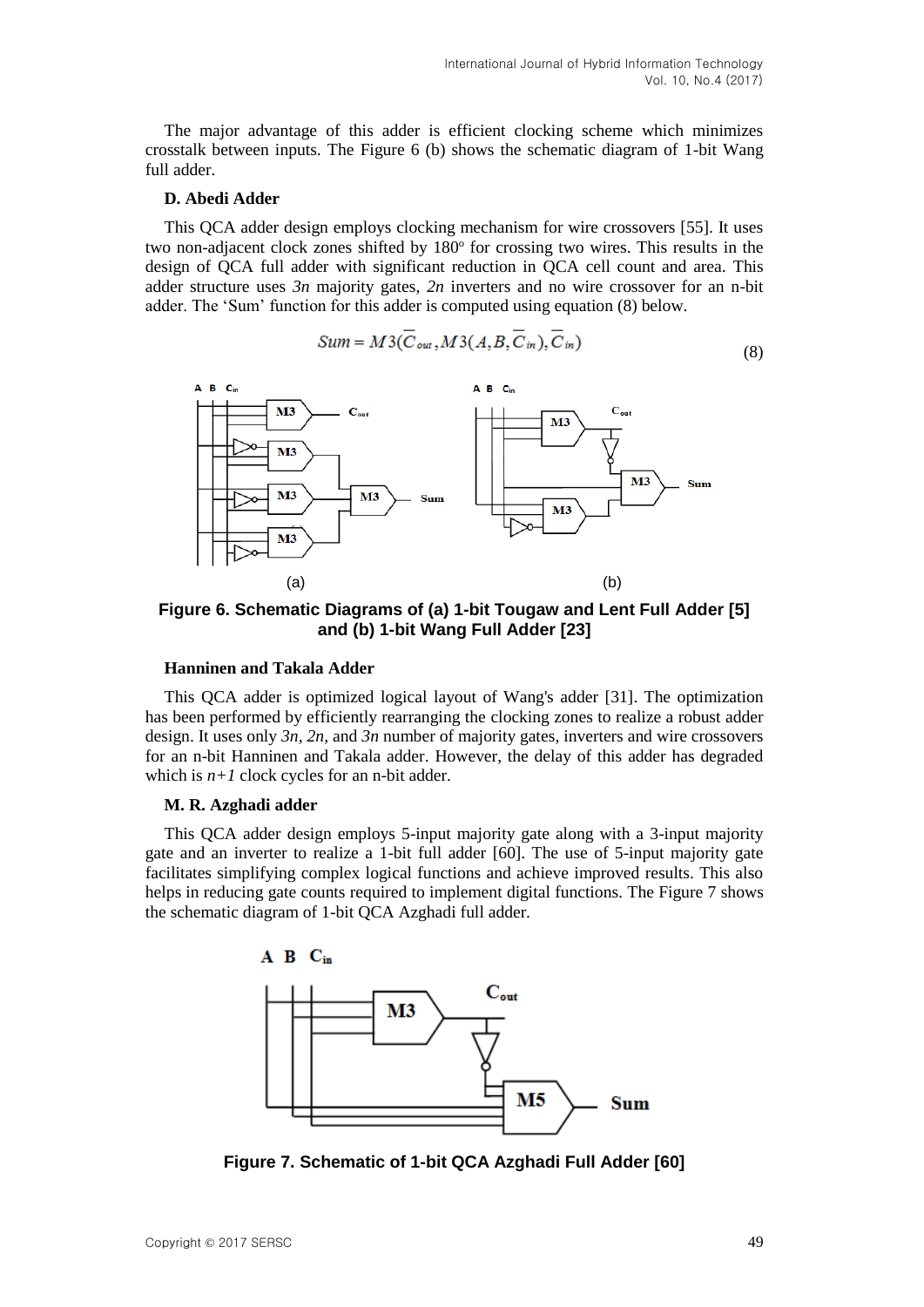The major advantage of this adder is efficient clocking scheme which minimizes crosstalk between inputs. The Figure 6 (b) shows the schematic diagram of 1-bit Wang full adder.

**D. Abedi Adder**

This QCA adder design employs clocking mechanism for wire crossovers [55]. It uses two non-adjacent clock zones shifted by 180° for crossing two wires. This results in the design of QCA full adder with significant reduction in QCA cell count and area. This adder structure uses *3n* majority gates, *2n* inverters and no wire crossover for an n-bit adder. The 'Sum' function for this adder is computed using equation (8) below.

$$Sum = M3(\overline{C}_{out}, M3(A, B, \overline{C}_{in}), \overline{C}_{in}) \tag{8}$$

Figure 6. Schematic Diagrams of (a) 1-bit Tougaw and Lent Full Adder [5] and (b) 1-bit Wang Full Adder [23]

**Hanninen and Takala Adder**

This QCA adder is optimized logical layout of Wang's adder [31]. The optimization has been performed by efficiently rearranging the clocking zones to realize a robust adder design. It uses only *3n*, *2n*, and *3n* number of majority gates, inverters and wire crossovers for an n-bit Hanninen and Takala adder. However, the delay of this adder has degraded which is *n+1* clock cycles for an n-bit adder.

**M. R. Azghadi adder**

This QCA adder design employs 5-input majority gate along with a 3-input majority gate and an inverter to realize a 1-bit full adder [60]. The use of 5-input majority gate facilitates simplifying complex logical functions and achieve improved results. This also helps in reducing gate counts required to implement digital functions. The Figure 7 shows the schematic diagram of 1-bit QCA Azghadi full adder.

Figure 7. Schematic of 1-bit QCA Azghadi Full Adder [60]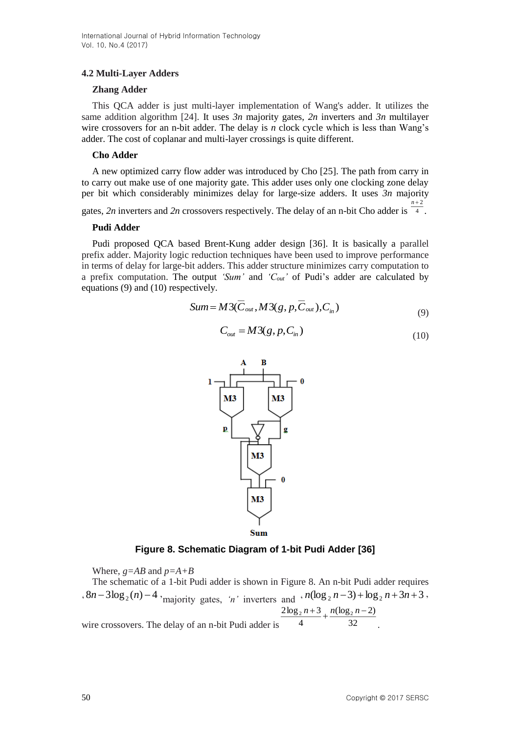### 4.2 Multi-Layer Adders

#### Zhang Adder

This QCA adder is just multi-layer implementation of Wang's adder. It utilizes the same addition algorithm [24]. It uses *3n* majority gates, *2n* inverters and *3n* multilayer wire crossovers for an n-bit adder. The delay is *n* clock cycle which is less than Wang's adder. The cost of coplanar and multi-layer crossings is quite different.

#### Cho Adder

A new optimized carry flow adder was introduced by Cho [25]. The path from carry in to carry out make use of one majority gate. This adder uses only one clocking zone delay per bit which considerably minimizes delay for large-size adders. It uses *3n* majority gates, *2n* inverters and *2n* crossovers respectively. The delay of an n-bit Cho adder is $\frac{n+2}{4}$.

#### Pudi Adder

Pudi proposed QCA based Brent-Kung adder design [36]. It is basically a parallel prefix adder. Majority logic reduction techniques have been used to improve performance in terms of delay for large-bit adders. This adder structure minimizes carry computation to a prefix computation. The output *'Sum'* and *'$C_{out}$'* of Pudi's adder are calculated by equations (9) and (10) respectively.

$$Sum = M3(\overline{C}_{out}, M3(g, p, \overline{C}_{out}), C_{in}) \tag{9}$$

$$C_{out} = M3(g, p, C_{in}) \tag{10}$$

**Figure 8. Schematic Diagram of 1-bit Pudi Adder [36]**

Where, $g=AB$ and $p=A+B$

The schematic of a 1-bit Pudi adder is shown in Figure 8. An n-bit Pudi adder requires $8n - 3\log_2(n) - 4$ majority gates, *'n'* inverters and $n(\log_2 n - 3) + \log_2 n + 3n + 3$ wire crossovers. The delay of an n-bit Pudi adder is $\frac{2\log_2 n + 3}{4} + \frac{n(\log_2 n - 2)}{32}$.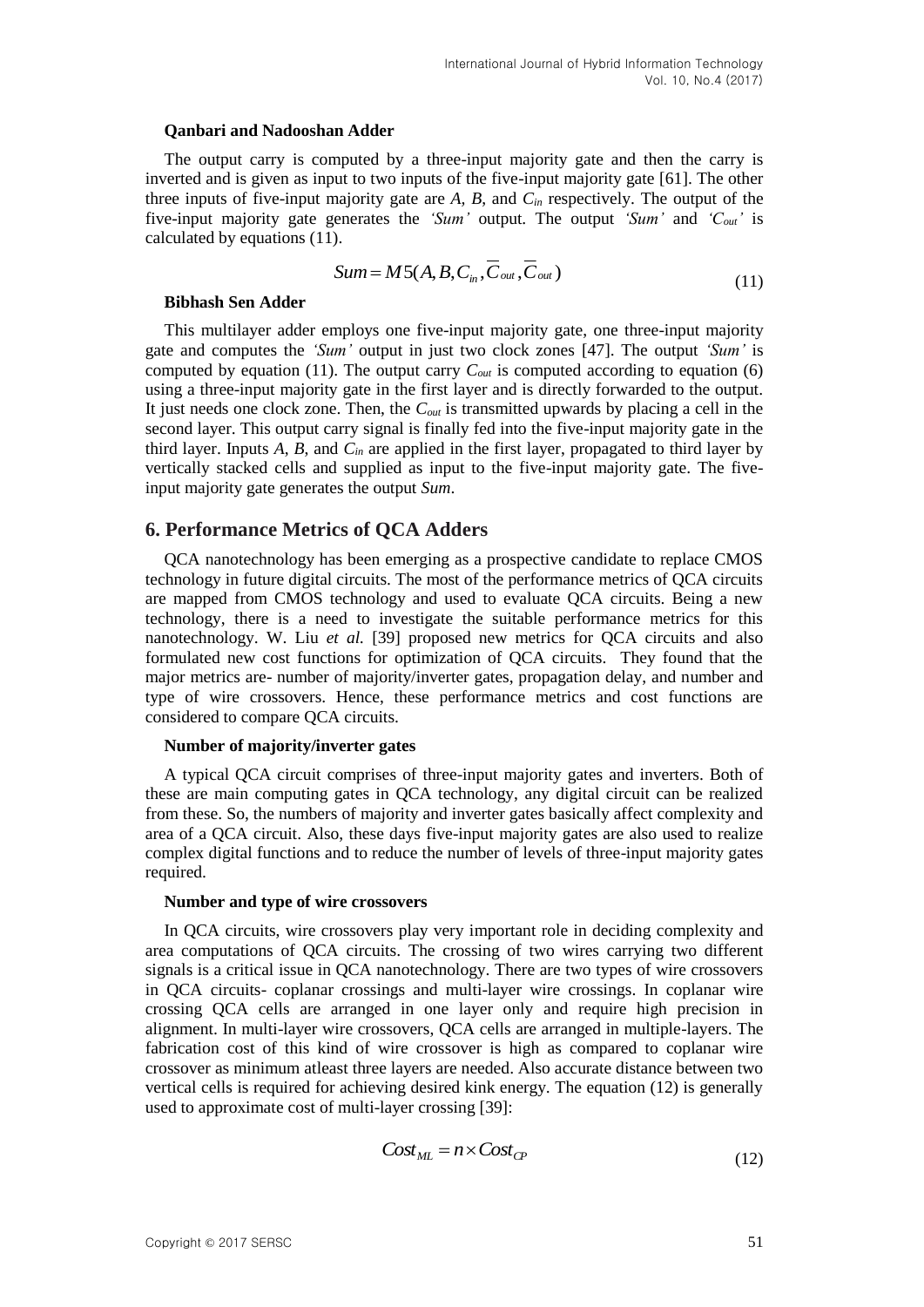**Qanbari and Nadooshan Adder**

The output carry is computed by a three-input majority gate and then the carry is inverted and is given as input to two inputs of the five-input majority gate [61]. The other three inputs of five-input majority gate are $A$, $B$, and $C_{in}$ respectively. The output of the five-input majority gate generates the *'Sum'* output. The output *'Sum'* and *'$C_{out}$'* is calculated by equations (11).

$$Sum = M5(A, B, C_{in}, \overline{C}_{out}, \overline{C}_{out}) \tag{11}$$

**Bibhash Sen Adder**

This multilayer adder employs one five-input majority gate, one three-input majority gate and computes the *'Sum'* output in just two clock zones [47]. The output *'Sum'* is computed by equation (11). The output carry $C_{out}$ is computed according to equation (6) using a three-input majority gate in the first layer and is directly forwarded to the output. It just needs one clock zone. Then, the $C_{out}$ is transmitted upwards by placing a cell in the second layer. This output carry signal is finally fed into the five-input majority gate in the third layer. Inputs $A$, $B$, and $C_{in}$ are applied in the first layer, propagated to third layer by vertically stacked cells and supplied as input to the five-input majority gate. The five-input majority gate generates the output *Sum*.

## 6. Performance Metrics of QCA Adders

QCA nanotechnology has been emerging as a prospective candidate to replace CMOS technology in future digital circuits. The most of the performance metrics of QCA circuits are mapped from CMOS technology and used to evaluate QCA circuits. Being a new technology, there is a need to investigate the suitable performance metrics for this nanotechnology. W. Liu *et al.* [39] proposed new metrics for QCA circuits and also formulated new cost functions for optimization of QCA circuits. They found that the major metrics are- number of majority/inverter gates, propagation delay, and number and type of wire crossovers. Hence, these performance metrics and cost functions are considered to compare QCA circuits.

**Number of majority/inverter gates**

A typical QCA circuit comprises of three-input majority gates and inverters. Both of these are main computing gates in QCA technology, any digital circuit can be realized from these. So, the numbers of majority and inverter gates basically affect complexity and area of a QCA circuit. Also, these days five-input majority gates are also used to realize complex digital functions and to reduce the number of levels of three-input majority gates required.

**Number and type of wire crossovers**

In QCA circuits, wire crossovers play very important role in deciding complexity and area computations of QCA circuits. The crossing of two wires carrying two different signals is a critical issue in QCA nanotechnology. There are two types of wire crossovers in QCA circuits- coplanar crossings and multi-layer wire crossings. In coplanar wire crossing QCA cells are arranged in one layer only and require high precision in alignment. In multi-layer wire crossovers, QCA cells are arranged in multiple-layers. The fabrication cost of this kind of wire crossover is high as compared to coplanar wire crossover as minimum atleast three layers are needed. Also accurate distance between two vertical cells is required for achieving desired kink energy. The equation (12) is generally used to approximate cost of multi-layer crossing [39]:

$$Cost_{ML} = n \times Cost_{CP} \tag{12}$$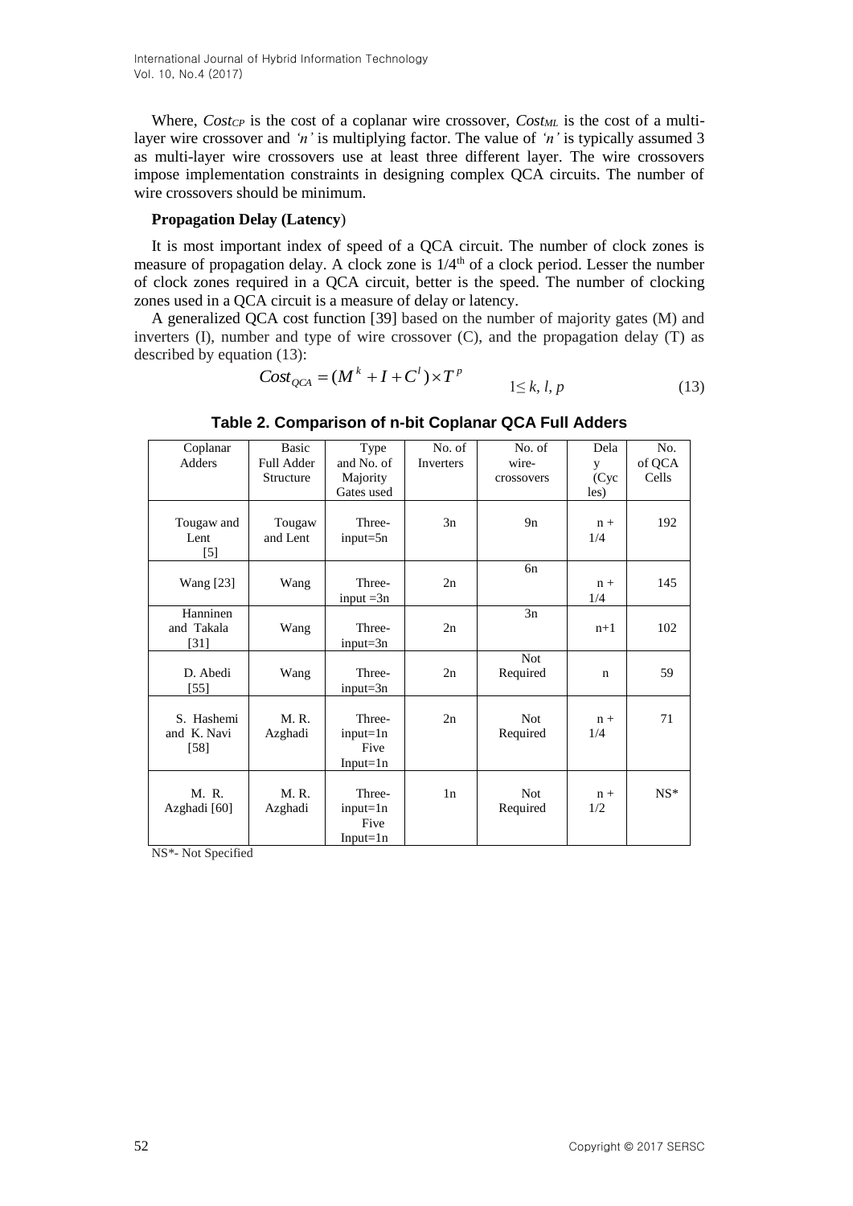Where, $Cost_{CP}$ is the cost of a coplanar wire crossover, $Cost_{ML}$ is the cost of a multi-layer wire crossover and *'n'* is multiplying factor. The value of *'n'* is typically assumed 3 as multi-layer wire crossovers use at least three different layer. The wire crossovers impose implementation constraints in designing complex QCA circuits. The number of wire crossovers should be minimum.

**Propagation Delay (Latency**)

It is most important index of speed of a QCA circuit. The number of clock zones is measure of propagation delay. A clock zone is $1/4^{th}$ of a clock period. Lesser the number of clock zones required in a QCA circuit, better is the speed. The number of clocking zones used in a QCA circuit is a measure of delay or latency.

A generalized QCA cost function [39] based on the number of majority gates (M) and inverters (I), number and type of wire crossover (C), and the propagation delay (T) as described by equation (13):

$$Cost_{QCA} = (M^k + I + C^l) \times T^p \qquad 1 \leq k, l, p \tag{13}$$

**Table 2. Comparison of n-bit Coplanar QCA Full Adders**

| Coplanar Adders | Basic Full Adder Structure | Type and No. of Majority Gates used | No. of Inverters | No. of wire-crossovers | Delay (Cycles) | No. of QCA Cells |
|---|---|---|---|---|---|---|
| Tougaw and Lent [5] | Tougaw and Lent | Three-input=5n | 3n | 9n | n + 1/4 | 192 |
| Wang [23] | Wang | Three-input =3n | 2n | 6n | n + 1/4 | 145 |
| Hanninen and Takala [31] | Wang | Three-input=3n | 2n | 3n | n+1 | 102 |
| D. Abedi [55] | Wang | Three-input=3n | 2n | Not Required | n | 59 |
| S. Hashemi and K. Navi [58] | M. R. Azghadi | Three-input=1n Five Input=1n | 2n | Not Required | n + 1/4 | 71 |
| M. R. Azghadi [60] | M. R. Azghadi | Three-input=1n Five Input=1n | 1n | Not Required | n + 1/2 | NS* |

NS*- Not Specified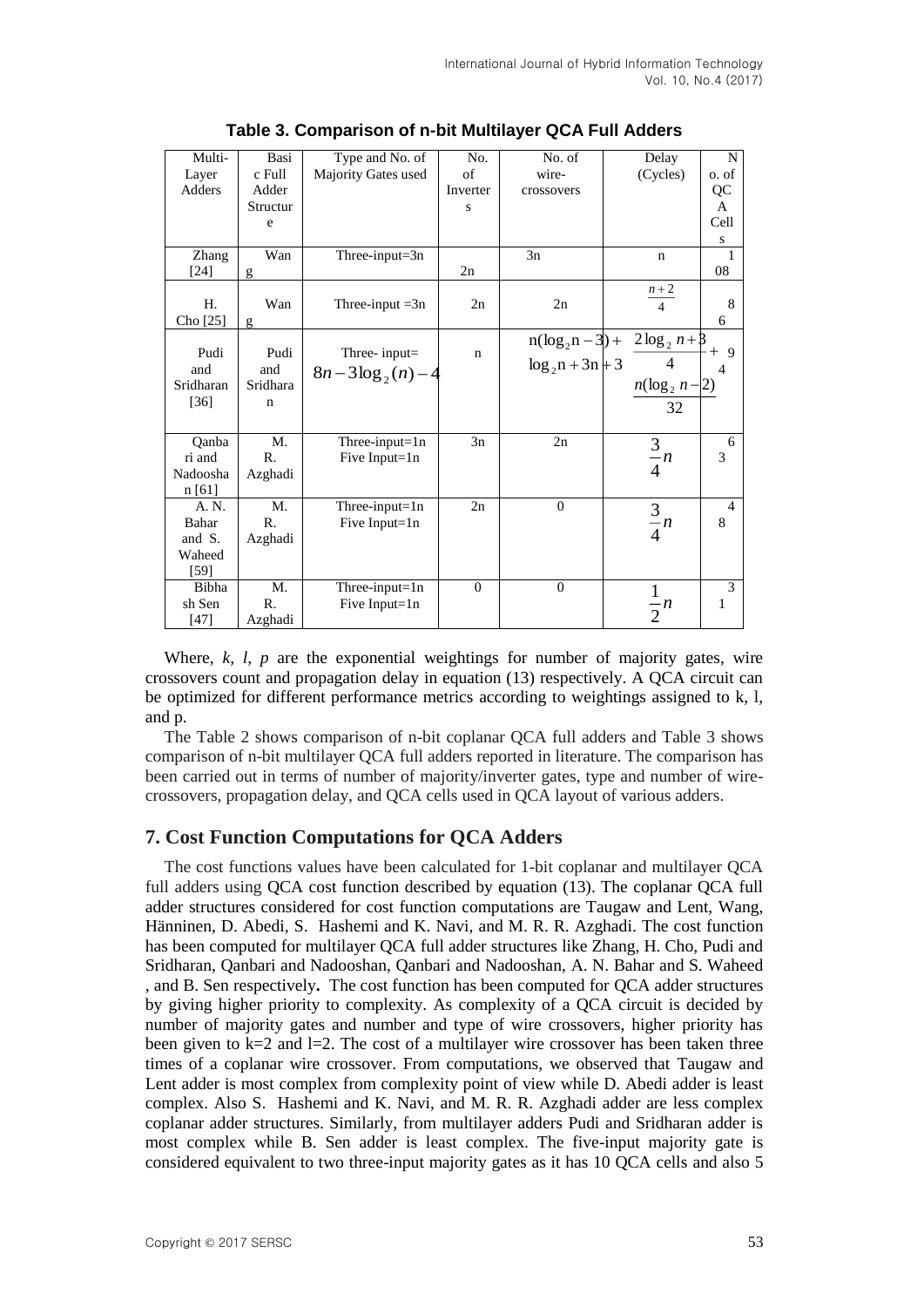**Table 3. Comparison of n-bit Multilayer QCA Full Adders**

| Multi-Layer Adders | Basic Full Adder Structure | Type and No. of Majority Gates used | No. of Inverters | No. of wire-crossovers | Delay (Cycles) | No. of QCA Cells |
|---|---|---|---|---|---|---|
| Zhang [24] | Wang | Three-input=3n | 2n | 3n | n | 108 |
| H. Cho [25] | Wang | Three-input =3n | 2n | 2n | $\frac{n+2}{4}$ | 86 |
| Pudi and Sridharan [36] | Pudi and Sridharan | Three- input= $8n-3\log_2(n)-4$ | n | $n(\log_2 n-3)+\log_2 n+3n+3$ | $\frac{2\log_2 n+3}{4}+\frac{n(\log_2 n-2)}{32}$ | 94 |
| Qanbari and Nadooshan [61] | M. R. Azghadi | Three-input=1n Five Input=1n | 3n | 2n | $\frac{3}{4}n$ | 63 |
| A. N. Bahar and S. Waheed [59] | M. R. Azghadi | Three-input=1n Five Input=1n | 2n | 0 | $\frac{3}{4}n$ | 48 |
| Bibhash Sen [47] | M. R. Azghadi | Three-input=1n Five Input=1n | 0 | 0 | $\frac{1}{2}n$ | 31 |

Where, *k, l, p* are the exponential weightings for number of majority gates, wire crossovers count and propagation delay in equation (13) respectively. A QCA circuit can be optimized for different performance metrics according to weightings assigned to k, l, and p.

The Table 2 shows comparison of n-bit coplanar QCA full adders and Table 3 shows comparison of n-bit multilayer QCA full adders reported in literature. The comparison has been carried out in terms of number of majority/inverter gates, type and number of wire-crossovers, propagation delay, and QCA cells used in QCA layout of various adders.

## 7. Cost Function Computations for QCA Adders

The cost functions values have been calculated for 1-bit coplanar and multilayer QCA full adders using QCA cost function described by equation (13). The coplanar QCA full adder structures considered for cost function computations are Taugaw and Lent, Wang, Hänninen, D. Abedi, S. Hashemi and K. Navi, and M. R. R. Azghadi. The cost function has been computed for multilayer QCA full adder structures like Zhang, H. Cho, Pudi and Sridharan, Qanbari and Nadooshan, Qanbari and Nadooshan, A. N. Bahar and S. Waheed , and B. Sen respectively**.** The cost function has been computed for QCA adder structures by giving higher priority to complexity. As complexity of a QCA circuit is decided by number of majority gates and number and type of wire crossovers, higher priority has been given to k=2 and l=2. The cost of a multilayer wire crossover has been taken three times of a coplanar wire crossover. From computations, we observed that Taugaw and Lent adder is most complex from complexity point of view while D. Abedi adder is least complex. Also S. Hashemi and K. Navi, and M. R. R. Azghadi adder are less complex coplanar adder structures. Similarly, from multilayer adders Pudi and Sridharan adder is most complex while B. Sen adder is least complex. The five-input majority gate is considered equivalent to two three-input majority gates as it has 10 QCA cells and also 5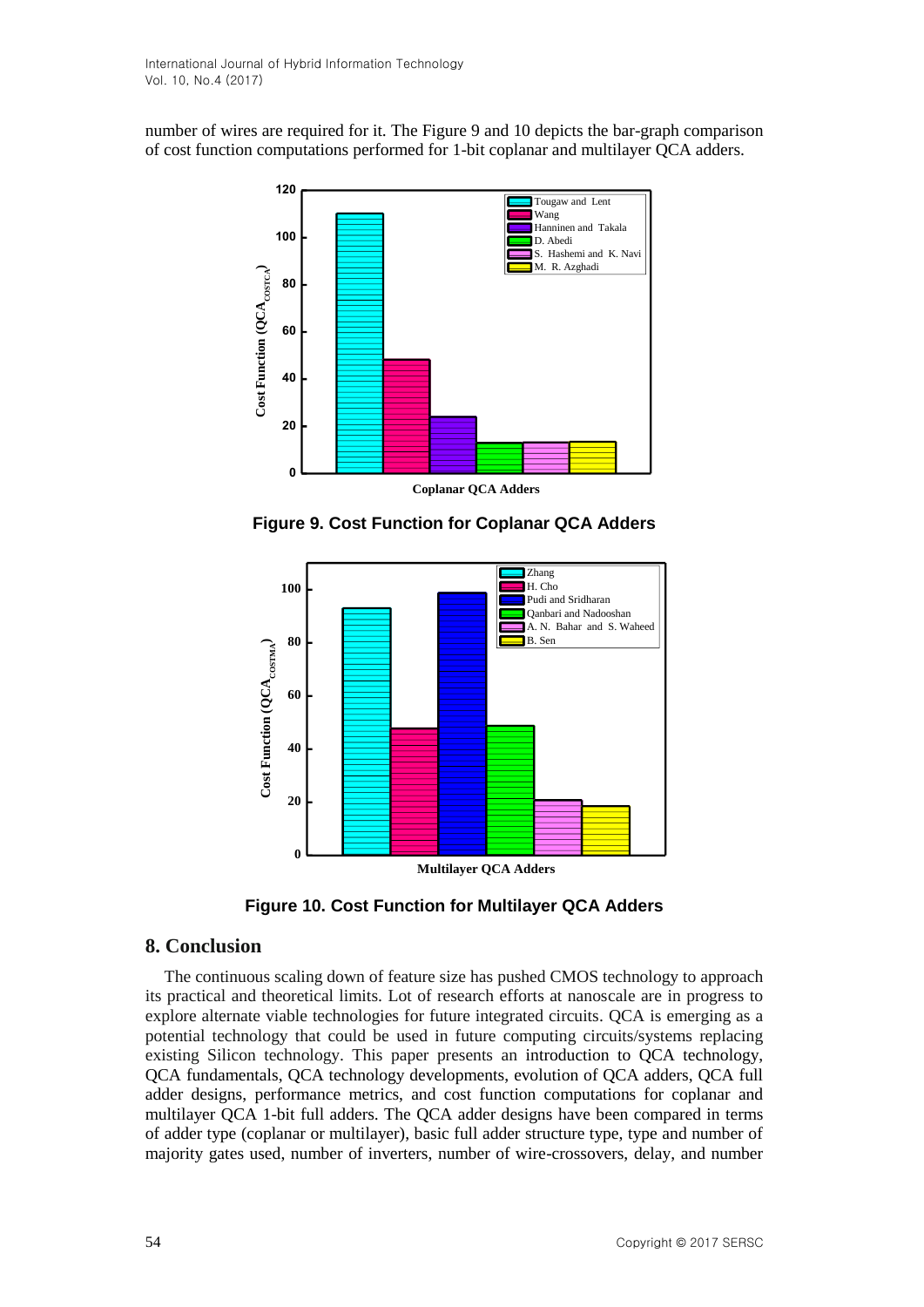number of wires are required for it. The Figure 9 and 10 depicts the bar-graph comparison of cost function computations performed for 1-bit coplanar and multilayer QCA adders.

**Figure 9. Cost Function for Coplanar QCA Adders**

**Figure 10. Cost Function for Multilayer QCA Adders**

## 8. Conclusion

The continuous scaling down of feature size has pushed CMOS technology to approach its practical and theoretical limits. Lot of research efforts at nanoscale are in progress to explore alternate viable technologies for future integrated circuits. QCA is emerging as a potential technology that could be used in future computing circuits/systems replacing existing Silicon technology. This paper presents an introduction to QCA technology, QCA fundamentals, QCA technology developments, evolution of QCA adders, QCA full adder designs, performance metrics, and cost function computations for coplanar and multilayer QCA 1-bit full adders. The QCA adder designs have been compared in terms of adder type (coplanar or multilayer), basic full adder structure type, type and number of majority gates used, number of inverters, number of wire-crossovers, delay, and number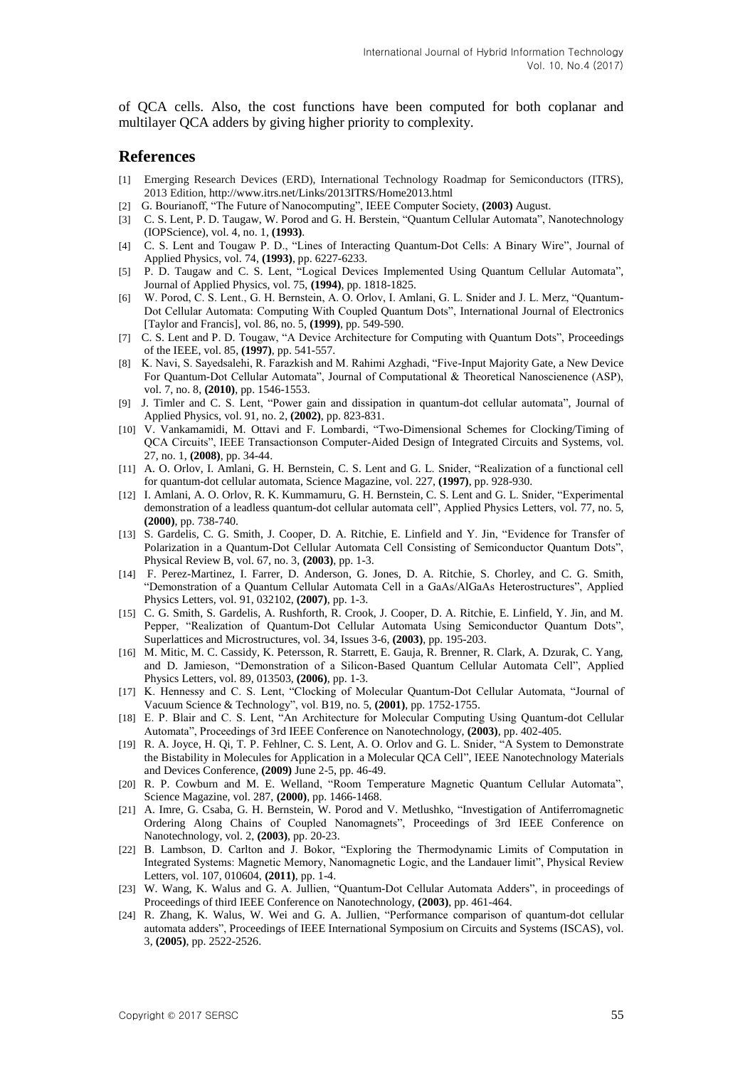of QCA cells. Also, the cost functions have been computed for both coplanar and multilayer QCA adders by giving higher priority to complexity.

## References

[1] Emerging Research Devices (ERD), International Technology Roadmap for Semiconductors (ITRS), 2013 Edition, http://www.itrs.net/Links/2013ITRS/Home2013.html

[2] G. Bourianoff, "The Future of Nanocomputing", IEEE Computer Society, **(2003)** August.

[3] C. S. Lent, P. D. Taugaw, W. Porod and G. H. Berstein, "Quantum Cellular Automata", Nanotechnology (IOPScience), vol. 4, no. 1, **(1993)**.

[4] C. S. Lent and Tougaw P. D., "Lines of Interacting Quantum-Dot Cells: A Binary Wire", Journal of Applied Physics, vol. 74, **(1993)**, pp. 6227-6233.

[5] P. D. Taugaw and C. S. Lent, "Logical Devices Implemented Using Quantum Cellular Automata", Journal of Applied Physics, vol. 75, **(1994)**, pp. 1818-1825.

[6] W. Porod, C. S. Lent., G. H. Bernstein, A. O. Orlov, I. Amlani, G. L. Snider and J. L. Merz, "Quantum-Dot Cellular Automata: Computing With Coupled Quantum Dots", International Journal of Electronics [Taylor and Francis], vol. 86, no. 5, **(1999)**, pp. 549-590.

[7] C. S. Lent and P. D. Tougaw, "A Device Architecture for Computing with Quantum Dots", Proceedings of the IEEE, vol. 85, **(1997)**, pp. 541-557.

[8] K. Navi, S. Sayedsalehi, R. Farazkish and M. Rahimi Azghadi, "Five-Input Majority Gate, a New Device For Quantum-Dot Cellular Automata", Journal of Computational & Theoretical Nanoscience (ASP), vol. 7, no. 8, **(2010)**, pp. 1546-1553.

[9] J. Timler and C. S. Lent, "Power gain and dissipation in quantum-dot cellular automata", Journal of Applied Physics, vol. 91, no. 2, **(2002)**, pp. 823-831.

[10] V. Vankamamidi, M. Ottavi and F. Lombardi, "Two-Dimensional Schemes for Clocking/Timing of QCA Circuits", IEEE Transactionson Computer-Aided Design of Integrated Circuits and Systems, vol. 27, no. 1, **(2008)**, pp. 34-44.

[11] A. O. Orlov, I. Amlani, G. H. Bernstein, C. S. Lent and G. L. Snider, "Realization of a functional cell for quantum-dot cellular automata, Science Magazine, vol. 227, **(1997)**, pp. 928-930.

[12] I. Amlani, A. O. Orlov, R. K. Kummamuru, G. H. Bernstein, C. S. Lent and G. L. Snider, "Experimental demonstration of a leadless quantum-dot cellular automata cell", Applied Physics Letters, vol. 77, no. 5, **(2000)**, pp. 738-740.

[13] S. Gardelis, C. G. Smith, J. Cooper, D. A. Ritchie, E. Linfield and Y. Jin, "Evidence for Transfer of Polarization in a Quantum-Dot Cellular Automata Cell Consisting of Semiconductor Quantum Dots", Physical Review B, vol. 67, no. 3, **(2003)**, pp. 1-3.

[14] F. Perez-Martinez, I. Farrer, D. Anderson, G. Jones, D. A. Ritchie, S. Chorley, and C. G. Smith, "Demonstration of a Quantum Cellular Automata Cell in a GaAs/AlGaAs Heterostructures", Applied Physics Letters, vol. 91, 032102, **(2007)**, pp. 1-3.

[15] C. G. Smith, S. Gardelis, A. Rushforth, R. Crook, J. Cooper, D. A. Ritchie, E. Linfield, Y. Jin, and M. Pepper, "Realization of Quantum-Dot Cellular Automata Using Semiconductor Quantum Dots", Superlattices and Microstructures, vol. 34, Issues 3-6, **(2003)**, pp. 195-203.

[16] M. Mitic, M. C. Cassidy, K. Petersson, R. Starrett, E. Gauja, R. Brenner, R. Clark, A. Dzurak, C. Yang, and D. Jamieson, "Demonstration of a Silicon-Based Quantum Cellular Automata Cell", Applied Physics Letters, vol. 89, 013503, **(2006)**, pp. 1-3.

[17] K. Hennessy and C. S. Lent, "Clocking of Molecular Quantum-Dot Cellular Automata, "Journal of Vacuum Science & Technology", vol. B19, no. 5, **(2001)**, pp. 1752-1755.

[18] E. P. Blair and C. S. Lent, "An Architecture for Molecular Computing Using Quantum-dot Cellular Automata", Proceedings of 3rd IEEE Conference on Nanotechnology, **(2003)**, pp. 402-405.

[19] R. A. Joyce, H. Qi, T. P. Fehlner, C. S. Lent, A. O. Orlov and G. L. Snider, "A System to Demonstrate the Bistability in Molecules for Application in a Molecular QCA Cell", IEEE Nanotechnology Materials and Devices Conference, **(2009)** June 2-5, pp. 46-49.

[20] R. P. Cowburn and M. E. Welland, "Room Temperature Magnetic Quantum Cellular Automata", Science Magazine, vol. 287, **(2000)**, pp. 1466-1468.

[21] A. Imre, G. Csaba, G. H. Bernstein, W. Porod and V. Metlushko, "Investigation of Antiferromagnetic Ordering Along Chains of Coupled Nanomagnets", Proceedings of 3rd IEEE Conference on Nanotechnology, vol. 2, **(2003)**, pp. 20-23.

[22] B. Lambson, D. Carlton and J. Bokor, "Exploring the Thermodynamic Limits of Computation in Integrated Systems: Magnetic Memory, Nanomagnetic Logic, and the Landauer limit", Physical Review Letters, vol. 107, 010604, **(2011)**, pp. 1-4.

[23] W. Wang, K. Walus and G. A. Jullien, "Quantum-Dot Cellular Automata Adders", in proceedings of Proceedings of third IEEE Conference on Nanotechnology, **(2003)**, pp. 461-464.

[24] R. Zhang, K. Walus, W. Wei and G. A. Jullien, "Performance comparison of quantum-dot cellular automata adders", Proceedings of IEEE International Symposium on Circuits and Systems (ISCAS), vol. 3, **(2005)**, pp. 2522-2526.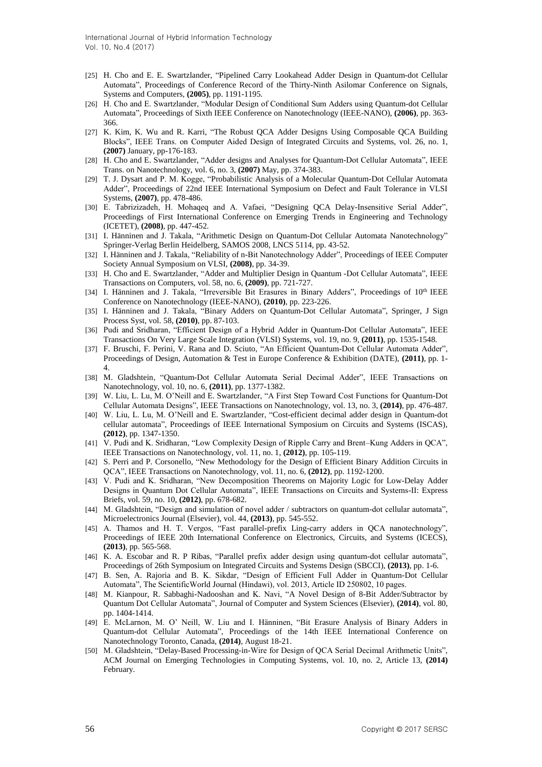[25] H. Cho and E. E. Swartzlander, "Pipelined Carry Lookahead Adder Design in Quantum-dot Cellular Automata", Proceedings of Conference Record of the Thirty-Ninth Asilomar Conference on Signals, Systems and Computers, **(2005)**, pp. 1191-1195.

[26] H. Cho and E. Swartzlander, "Modular Design of Conditional Sum Adders using Quantum-dot Cellular Automata", Proceedings of Sixth IEEE Conference on Nanotechnology (IEEE-NANO), **(2006)**, pp. 363-366.

[27] K. Kim, K. Wu and R. Karri, "The Robust QCA Adder Designs Using Composable QCA Building Blocks", IEEE Trans. on Computer Aided Design of Integrated Circuits and Systems, vol. 26, no. 1, **(2007)** January, pp-176-183.

[28] H. Cho and E. Swartzlander, "Adder designs and Analyses for Quantum-Dot Cellular Automata", IEEE Trans. on Nanotechnology, vol. 6, no. 3, **(2007)** May, pp. 374-383.

[29] T. J. Dysart and P. M. Kogge, "Probabilistic Analysis of a Molecular Quantum-Dot Cellular Automata Adder", Proceedings of 22nd IEEE International Symposium on Defect and Fault Tolerance in VLSI Systems, **(2007)**, pp. 478-486.

[30] E. Tabrizizadeh, H. Mohaqeq and A. Vafaei, "Designing QCA Delay-Insensitive Serial Adder", Proceedings of First International Conference on Emerging Trends in Engineering and Technology (ICETET), **(2008)**, pp. 447-452.

[31] I. Hänninen and J. Takala, "Arithmetic Design on Quantum-Dot Cellular Automata Nanotechnology" Springer-Verlag Berlin Heidelberg, SAMOS 2008, LNCS 5114, pp. 43-52.

[32] I. Hänninen and J. Takala, "Reliability of n-Bit Nanotechnology Adder", Proceedings of IEEE Computer Society Annual Symposium on VLSI, **(2008)**, pp. 34-39.

[33] H. Cho and E. Swartzlander, "Adder and Multiplier Design in Quantum -Dot Cellular Automata", IEEE Transactions on Computers, vol. 58, no. 6, **(2009)**, pp. 721-727.

[34] I. Hänninen and J. Takala, "Irreversible Bit Erasures in Binary Adders", Proceedings of 10th IEEE Conference on Nanotechnology (IEEE-NANO), **(2010)**, pp. 223-226.

[35] I. Hänninen and J. Takala, "Binary Adders on Quantum-Dot Cellular Automata", Springer, J Sign Process Syst, vol. 58, **(2010)**, pp. 87-103.

[36] Pudi and Sridharan, "Efficient Design of a Hybrid Adder in Quantum-Dot Cellular Automata", IEEE Transactions On Very Large Scale Integration (VLSI) Systems, vol. 19, no. 9, **(2011)**, pp. 1535-1548.

[37] F. Bruschi, F. Perini, V. Rana and D. Sciuto, "An Efficient Quantum-Dot Cellular Automata Adder", Proceedings of Design, Automation & Test in Europe Conference & Exhibition (DATE), **(2011)**, pp. 1-4.

[38] M. Gladshtein, "Quantum-Dot Cellular Automata Serial Decimal Adder", IEEE Transactions on Nanotechnology, vol. 10, no. 6, **(2011)**, pp. 1377-1382.

[39] W. Liu, L. Lu, M. O'Neill and E. Swartzlander, "A First Step Toward Cost Functions for Quantum-Dot Cellular Automata Designs", IEEE Transactions on Nanotechnology, vol. 13, no. 3, **(2014)**, pp. 476-487.

[40] W. Liu, L. Lu, M. O'Neill and E. Swartzlander, "Cost-efficient decimal adder design in Quantum-dot cellular automata", Proceedings of IEEE International Symposium on Circuits and Systems (ISCAS), **(2012)**, pp. 1347-1350.

[41] V. Pudi and K. Sridharan, "Low Complexity Design of Ripple Carry and Brent–Kung Adders in QCA", IEEE Transactions on Nanotechnology, vol. 11, no. 1, **(2012)**, pp. 105-119.

[42] S. Perri and P. Corsonello, "New Methodology for the Design of Efficient Binary Addition Circuits in QCA", IEEE Transactions on Nanotechnology, vol. 11, no. 6, **(2012)**, pp. 1192-1200.

[43] V. Pudi and K. Sridharan, "New Decomposition Theorems on Majority Logic for Low-Delay Adder Designs in Quantum Dot Cellular Automata", IEEE Transactions on Circuits and Systems-II: Express Briefs, vol. 59, no. 10, **(2012)**, pp. 678-682.

[44] M. Gladshtein, "Design and simulation of novel adder / subtractors on quantum-dot cellular automata", Microelectronics Journal (Elsevier), vol. 44, **(2013)**, pp. 545-552.

[45] A. Thamos and H. T. Vergos, "Fast parallel-prefix Ling-carry adders in QCA nanotechnology", Proceedings of IEEE 20th International Conference on Electronics, Circuits, and Systems (ICECS), **(2013)**, pp. 565-568.

[46] K. A. Escobar and R. P Ribas, "Parallel prefix adder design using quantum-dot cellular automata", Proceedings of 26th Symposium on Integrated Circuits and Systems Design (SBCCI), **(2013)**, pp. 1-6.

[47] B. Sen, A. Rajoria and B. K. Sikdar, "Design of Efficient Full Adder in Quantum-Dot Cellular Automata", The ScientificWorld Journal (Hindawi), vol. 2013, Article ID 250802, 10 pages.

[48] M. Kianpour, R. Sabbaghi-Nadooshan and K. Navi, "A Novel Design of 8-Bit Adder/Subtractor by Quantum Dot Cellular Automata", Journal of Computer and System Sciences (Elsevier), **(2014)**, vol. 80, pp. 1404-1414.

[49] E. McLarnon, M. O' Neill, W. Liu and I. Hänninen, "Bit Erasure Analysis of Binary Adders in Quantum-dot Cellular Automata", Proceedings of the 14th IEEE International Conference on Nanotechnology Toronto, Canada, **(2014)**, August 18-21.

[50] M. Gladshtein, "Delay-Based Processing-in-Wire for Design of QCA Serial Decimal Arithmetic Units", ACM Journal on Emerging Technologies in Computing Systems, vol. 10, no. 2, Article 13, **(2014)** February.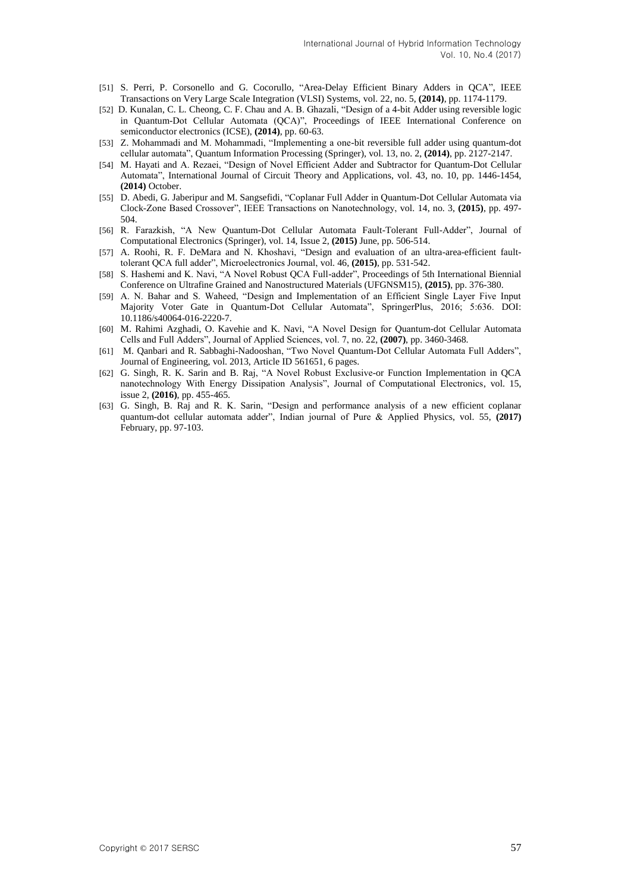[51] S. Perri, P. Corsonello and G. Cocorullo, "Area-Delay Efficient Binary Adders in QCA", IEEE Transactions on Very Large Scale Integration (VLSI) Systems, vol. 22, no. 5, **(2014)**, pp. 1174-1179.

[52] D. Kunalan, C. L. Cheong, C. F. Chau and A. B. Ghazali, "Design of a 4-bit Adder using reversible logic in Quantum-Dot Cellular Automata (QCA)", Proceedings of IEEE International Conference on semiconductor electronics (ICSE), **(2014)**, pp. 60-63.

[53] Z. Mohammadi and M. Mohammadi, "Implementing a one-bit reversible full adder using quantum-dot cellular automata", Quantum Information Processing (Springer), vol. 13, no. 2, **(2014)**, pp. 2127-2147.

[54] M. Hayati and A. Rezaei, "Design of Novel Efficient Adder and Subtractor for Quantum-Dot Cellular Automata", International Journal of Circuit Theory and Applications, vol. 43, no. 10, pp. 1446-1454, **(2014)** October.

[55] D. Abedi, G. Jaberipur and M. Sangsefidi, "Coplanar Full Adder in Quantum-Dot Cellular Automata via Clock-Zone Based Crossover", IEEE Transactions on Nanotechnology, vol. 14, no. 3, **(2015)**, pp. 497-504.

[56] R. Farazkish, "A New Quantum-Dot Cellular Automata Fault-Tolerant Full-Adder", Journal of Computational Electronics (Springer), vol. 14, Issue 2, **(2015)** June, pp. 506-514.

[57] A. Roohi, R. F. DeMara and N. Khoshavi, "Design and evaluation of an ultra-area-efficient fault-tolerant QCA full adder", Microelectronics Journal, vol. 46, **(2015)**, pp. 531-542.

[58] S. Hashemi and K. Navi, "A Novel Robust QCA Full-adder", Proceedings of 5th International Biennial Conference on Ultrafine Grained and Nanostructured Materials (UFGNSM15), **(2015)**, pp. 376-380.

[59] A. N. Bahar and S. Waheed, "Design and Implementation of an Efficient Single Layer Five Input Majority Voter Gate in Quantum-Dot Cellular Automata", SpringerPlus, 2016; 5:636. DOI: 10.1186/s40064-016-2220-7.

[60] M. Rahimi Azghadi, O. Kavehie and K. Navi, "A Novel Design for Quantum-dot Cellular Automata Cells and Full Adders", Journal of Applied Sciences, vol. 7, no. 22, **(2007)**, pp. 3460-3468.

[61] M. Qanbari and R. Sabbaghi-Nadooshan, "Two Novel Quantum-Dot Cellular Automata Full Adders", Journal of Engineering, vol. 2013, Article ID 561651, 6 pages.

[62] G. Singh, R. K. Sarin and B. Raj, "A Novel Robust Exclusive-or Function Implementation in QCA nanotechnology With Energy Dissipation Analysis", Journal of Computational Electronics, vol. 15, issue 2, **(2016)**, pp. 455-465.

[63] G. Singh, B. Raj and R. K. Sarin, "Design and performance analysis of a new efficient coplanar quantum-dot cellular automata adder", Indian journal of Pure & Applied Physics, vol. 55, **(2017)** February, pp. 97-103.